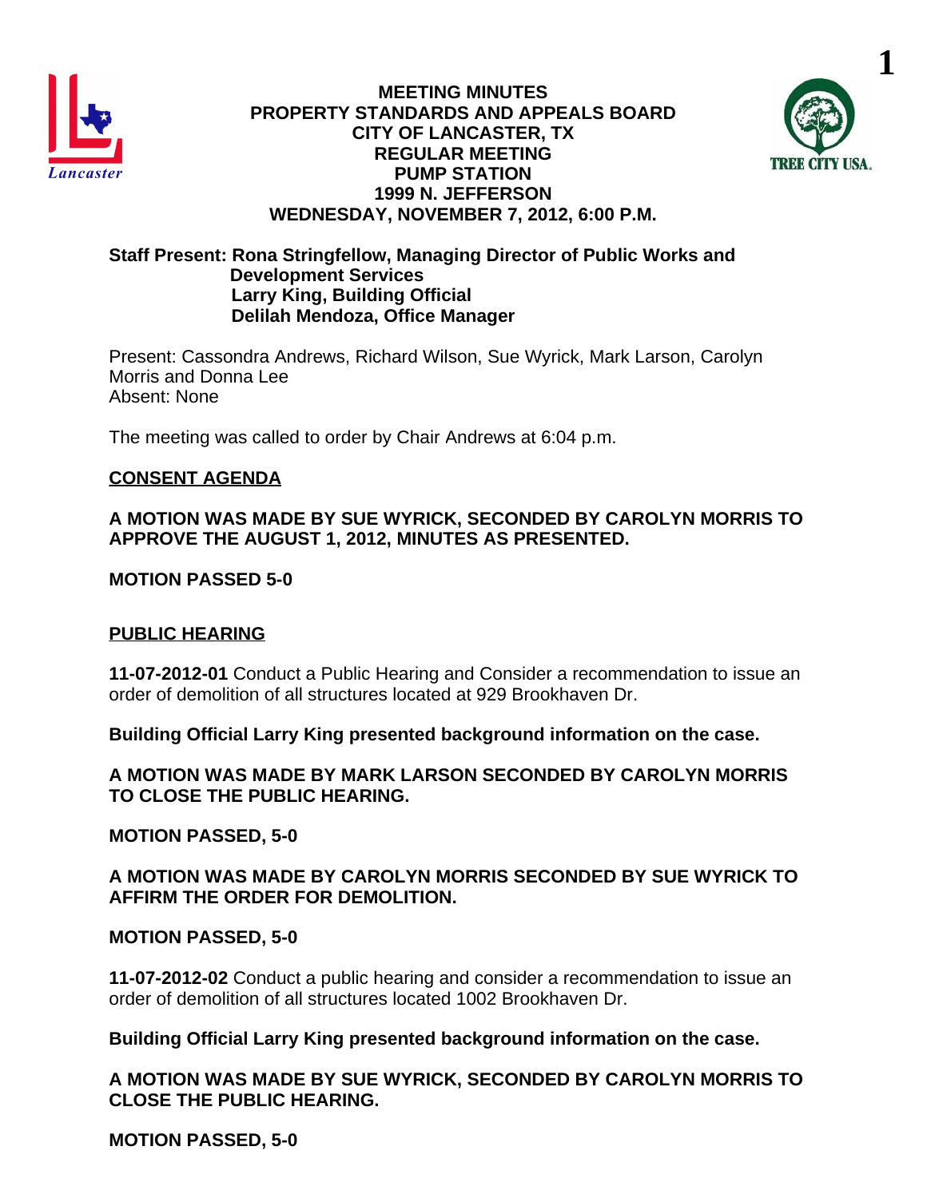# MEETING MINUTES
## PROPERTY STANDARDS AND APPEALS BOARD
## CITY OF LANCASTER, TX
## REGULAR MEETING
## PUMP STATION
## 1999 N. JEFFERSON
## WEDNESDAY, NOVEMBER 7, 2012, 6:00 P.M.

**Staff Present: Rona Stringfellow, Managing Director of Public Works and Development Services**
**Larry King, Building Official**
**Delilah Mendoza, Office Manager**

Present: Cassondra Andrews, Richard Wilson, Sue Wyrick, Mark Larson, Carolyn Morris and Donna Lee
Absent: None

The meeting was called to order by Chair Andrews at 6:04 p.m.

**CONSENT AGENDA**

**A MOTION WAS MADE BY SUE WYRICK, SECONDED BY CAROLYN MORRIS TO APPROVE THE AUGUST 1, 2012, MINUTES AS PRESENTED.**

**MOTION PASSED 5-0**

**PUBLIC HEARING**

**11-07-2012-01** Conduct a Public Hearing and Consider a recommendation to issue an order of demolition of all structures located at 929 Brookhaven Dr.

**Building Official Larry King presented background information on the case.**

**A MOTION WAS MADE BY MARK LARSON SECONDED BY CAROLYN MORRIS TO CLOSE THE PUBLIC HEARING.**

**MOTION PASSED, 5-0**

**A MOTION WAS MADE BY CAROLYN MORRIS SECONDED BY SUE WYRICK TO AFFIRM THE ORDER FOR DEMOLITION.**

**MOTION PASSED, 5-0**

**11-07-2012-02** Conduct a public hearing and consider a recommendation to issue an order of demolition of all structures located 1002 Brookhaven Dr.

**Building Official Larry King presented background information on the case.**

**A MOTION WAS MADE BY SUE WYRICK, SECONDED BY CAROLYN MORRIS TO CLOSE THE PUBLIC HEARING.**

**MOTION PASSED, 5-0**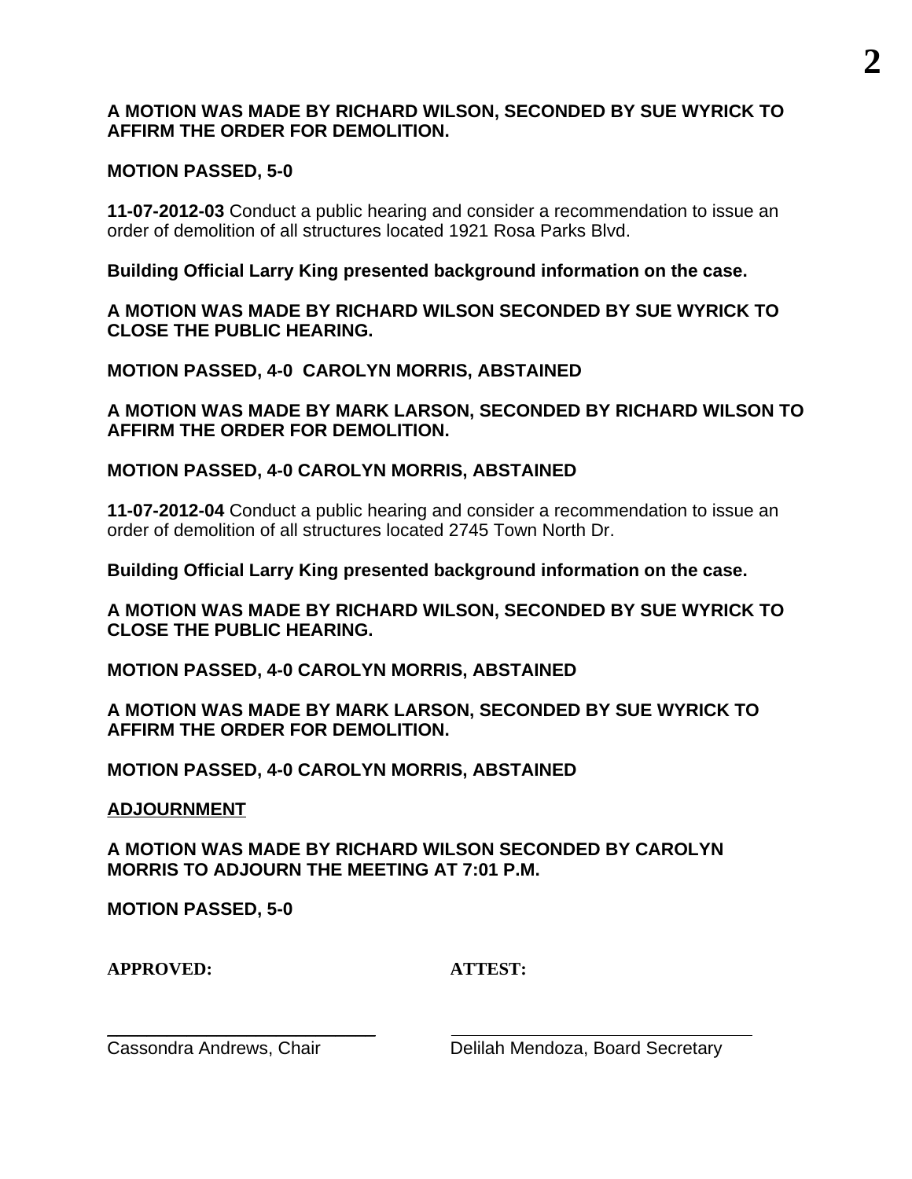**A MOTION WAS MADE BY RICHARD WILSON, SECONDED BY SUE WYRICK TO AFFIRM THE ORDER FOR DEMOLITION.**

**MOTION PASSED, 5-0**

**11-07-2012-03** Conduct a public hearing and consider a recommendation to issue an order of demolition of all structures located 1921 Rosa Parks Blvd.

**Building Official Larry King presented background information on the case.**

**A MOTION WAS MADE BY RICHARD WILSON SECONDED BY SUE WYRICK TO CLOSE THE PUBLIC HEARING.**

**MOTION PASSED, 4-0 CAROLYN MORRIS, ABSTAINED**

**A MOTION WAS MADE BY MARK LARSON, SECONDED BY RICHARD WILSON TO AFFIRM THE ORDER FOR DEMOLITION.**

**MOTION PASSED, 4-0 CAROLYN MORRIS, ABSTAINED**

**11-07-2012-04** Conduct a public hearing and consider a recommendation to issue an order of demolition of all structures located 2745 Town North Dr.

**Building Official Larry King presented background information on the case.**

**A MOTION WAS MADE BY RICHARD WILSON, SECONDED BY SUE WYRICK TO CLOSE THE PUBLIC HEARING.**

**MOTION PASSED, 4-0 CAROLYN MORRIS, ABSTAINED**

**A MOTION WAS MADE BY MARK LARSON, SECONDED BY SUE WYRICK TO AFFIRM THE ORDER FOR DEMOLITION.**

**MOTION PASSED, 4-0 CAROLYN MORRIS, ABSTAINED**

**ADJOURNMENT**

**A MOTION WAS MADE BY RICHARD WILSON SECONDED BY CAROLYN MORRIS TO ADJOURN THE MEETING AT 7:01 P.M.**

**MOTION PASSED, 5-0**

**APPROVED:**

______________________________
Cassondra Andrews, Chair

**ATTEST:**

______________________________
Delilah Mendoza, Board Secretary